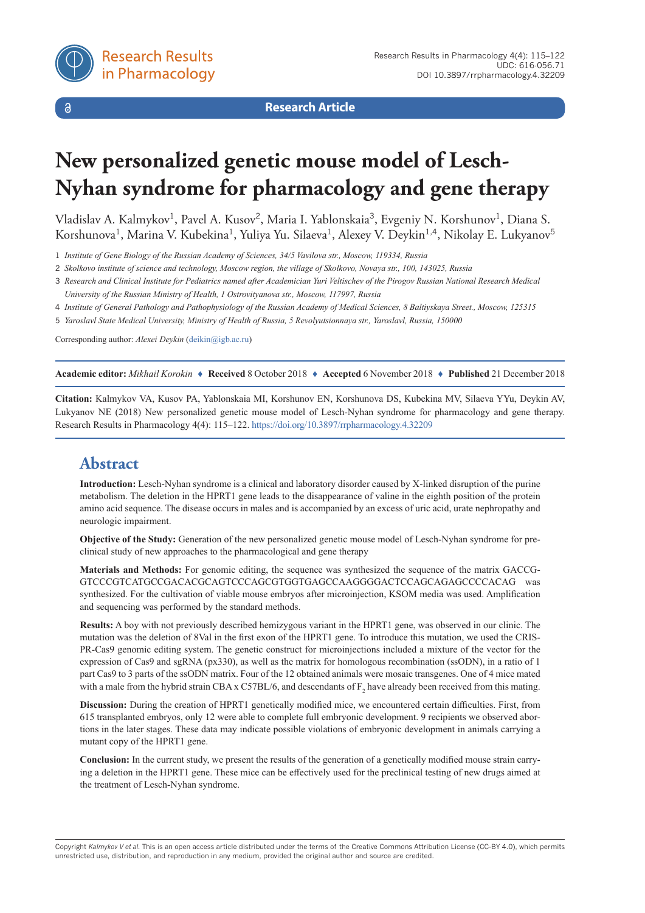**Research Article**

# New personalized genetic mouse model of Lesch-Nyhan syndrome for pharmacology and gene therapy

Vladislav A. Kalmykov[1], Pavel A. Kusov[2], Maria I. Yablonskaia[3], Evgeniy N. Korshunov[1], Diana S. Korshunova[1], Marina V. Kubekina[1], Yuliya Yu. Silaeva[1], Alexey V. Deykin[1,4], Nikolay E. Lukyanov[5]

1 *Institute of Gene Biology of the Russian Academy of Sciences, 34/5 Vavilova str., Moscow, 119334, Russia*

2 *Skolkovo institute of science and technology, Moscow region, the village of Skolkovo, Novaya str., 100, 143025, Russia*

3 *Research and Clinical Institute for Pediatrics named after Academician Yuri Veltischev of the Pirogov Russian National Research Medical University of the Russian Ministry of Health, 1 Ostrovityanova str., Moscow, 117997, Russia*

4 *Institute of General Pathology and Pathophysiology of the Russian Academy of Medical Sciences, 8 Baltiyskaya Street., Moscow, 125315*

5 *Yaroslavl State Medical University, Ministry of Health of Russia, 5 Revolyutsionnaya str., Yaroslavl, Russia, 150000*

Corresponding author: *Alexei Deykin* (deikin@igb.ac.ru)

**Academic editor:** *Mikhail Korokin* ♦ **Received** 8 October 2018 ♦ **Accepted** 6 November 2018 ♦ **Published** 21 December 2018

**Citation:** Kalmykov VA, Kusov PA, Yablonskaia MI, Korshunov EN, Korshunova DS, Kubekina MV, Silaeva YYu, Deykin AV, Lukyanov NE (2018) New personalized genetic mouse model of Lesch-Nyhan syndrome for pharmacology and gene therapy. Research Results in Pharmacology 4(4): 115–122. https://doi.org/10.3897/rrpharmacology.4.32209

## Abstract

**Introduction:** Lesch-Nyhan syndrome is a clinical and laboratory disorder caused by X-linked disruption of the purine metabolism. The deletion in the HPRT1 gene leads to the disappearance of valine in the eighth position of the protein amino acid sequence. The disease occurs in males and is accompanied by an excess of uric acid, urate nephropathy and neurologic impairment.

**Objective of the Study:** Generation of the new personalized genetic mouse model of Lesch-Nyhan syndrome for preclinical study of new approaches to the pharmacological and gene therapy

**Materials and Methods:** For genomic editing, the sequence was synthesized the sequence of the matrix GACCGGTCCCGTCATGCCGACACGCAGTCCCAGCGTGGTGAGCCAAGGGGACTCCAGCAGAGCCCCACAG was synthesized. For the cultivation of viable mouse embryos after microinjection, KSOM media was used. Amplification and sequencing was performed by the standard methods.

**Results:** A boy with not previously described hemizygous variant in the HPRT1 gene, was observed in our clinic. The mutation was the deletion of 8Val in the first exon of the HPRT1 gene. To introduce this mutation, we used the CRISPR-Cas9 genomic editing system. The genetic construct for microinjections included a mixture of the vector for the expression of Cas9 and sgRNA (px330), as well as the matrix for homologous recombination (ssODN), in a ratio of 1 part Cas9 to 3 parts of the ssODN matrix. Four of the 12 obtained animals were mosaic transgenes. One of 4 mice mated with a male from the hybrid strain CBA x C57BL/6, and descendants of $F_2$ have already been received from this mating.

**Discussion:** During the creation of HPRT1 genetically modified mice, we encountered certain difficulties. First, from 615 transplanted embryos, only 12 were able to complete full embryonic development. 9 recipients we observed abortions in the later stages. These data may indicate possible violations of embryonic development in animals carrying a mutant copy of the HPRT1 gene.

**Conclusion:** In the current study, we present the results of the generation of a genetically modified mouse strain carrying a deletion in the HPRT1 gene. These mice can be effectively used for the preclinical testing of new drugs aimed at the treatment of Lesch-Nyhan syndrome.

Copyright *Kalmykov V et al.* This is an open access article distributed under the terms of the Creative Commons Attribution License (CC-BY 4.0), which permits unrestricted use, distribution, and reproduction in any medium, provided the original author and source are credited.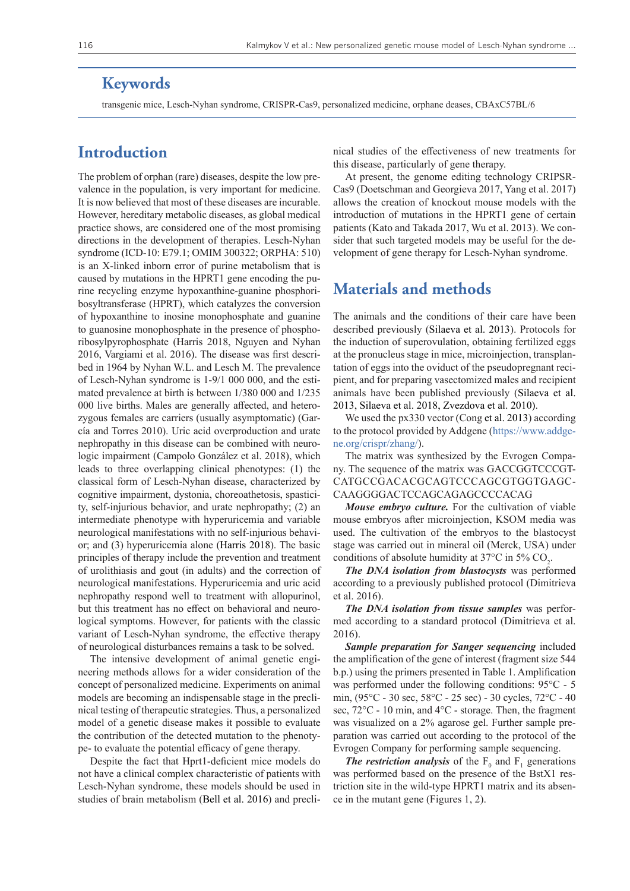## Keywords

transgenic mice, Lesch-Nyhan syndrome, CRISPR-Cas9, personalized medicine, orphane deases, CBAxC57BL/6

## Introduction

The problem of orphan (rare) diseases, despite the low prevalence in the population, is very important for medicine. It is now believed that most of these diseases are incurable. However, hereditary metabolic diseases, as global medical practice shows, are considered one of the most promising directions in the development of therapies. Lesch-Nyhan syndrome (ICD-10: E79.1; OMIM 300322; ORPHA: 510) is an X-linked inborn error of purine metabolism that is caused by mutations in the HPRT1 gene encoding the purine recycling enzyme hypoxanthine-guanine phosphoribosyltransferase (HPRT), which catalyzes the conversion of hypoxanthine to inosine monophosphate and guanine to guanosine monophosphate in the presence of phosphoribosylpyrophosphate (Harris 2018, Nguyen and Nyhan 2016, Vargiami et al. 2016). The disease was first described in 1964 by Nyhan W.L. and Lesch M. The prevalence of Lesch-Nyhan syndrome is 1-9/1 000 000, and the estimated prevalence at birth is between 1/380 000 and 1/235 000 live births. Males are generally affected, and heterozygous females are carriers (usually asymptomatic) (García and Torres 2010). Uric acid overproduction and urate nephropathy in this disease can be combined with neurologic impairment (Campolo González et al. 2018), which leads to three overlapping clinical phenotypes: (1) the classical form of Lesch-Nyhan disease, characterized by cognitive impairment, dystonia, choreoathetosis, spasticity, self-injurious behavior, and urate nephropathy; (2) an intermediate phenotype with hyperuricemia and variable neurological manifestations with no self-injurious behavior; and (3) hyperuricemia alone (Harris 2018). The basic principles of therapy include the prevention and treatment of urolithiasis and gout (in adults) and the correction of neurological manifestations. Hyperuricemia and uric acid nephropathy respond well to treatment with allopurinol, but this treatment has no effect on behavioral and neurological symptoms. However, for patients with the classic variant of Lesch-Nyhan syndrome, the effective therapy of neurological disturbances remains a task to be solved.

The intensive development of animal genetic engineering methods allows for a wider consideration of the concept of personalized medicine. Experiments on animal models are becoming an indispensable stage in the preclinical testing of therapeutic strategies. Thus, a personalized model of a genetic disease makes it possible to evaluate the contribution of the detected mutation to the phenotype- to evaluate the potential efficacy of gene therapy.

Despite the fact that Hprt1-deficient mice models do not have a clinical complex characteristic of patients with Lesch-Nyhan syndrome, these models should be used in studies of brain metabolism (Bell et al. 2016) and preclinical studies of the effectiveness of new treatments for this disease, particularly of gene therapy.

At present, the genome editing technology CRIPSR-Cas9 (Doetschman and Georgieva 2017, Yang et al. 2017) allows the creation of knockout mouse models with the introduction of mutations in the HPRT1 gene of certain patients (Kato and Takada 2017, Wu et al. 2013). We consider that such targeted models may be useful for the development of gene therapy for Lesch-Nyhan syndrome.

## Materials and methods

The animals and the conditions of their care have been described previously (Silaeva et al. 2013). Protocols for the induction of superovulation, obtaining fertilized eggs at the pronucleus stage in mice, microinjection, transplantation of eggs into the oviduct of the pseudopregnant recipient, and for preparing vasectomized males and recipient animals have been published previously (Silaeva et al. 2013, Silaeva et al. 2018, Zvezdova et al. 2010).

We used the px330 vector (Cong et al. 2013) according to the protocol provided by Addgene (https://www.addgene.org/crispr/zhang/).

The matrix was synthesized by the Evrogen Company. The sequence of the matrix was GACCGGTCCCGTCATGCCGACACGCAGTCCCAGCGTGGTGAGCCAAGGGGACTCCAGCAGAGCCCCACAG

***Mouse embryo culture.*** For the cultivation of viable mouse embryos after microinjection, KSOM media was used. The cultivation of the embryos to the blastocyst stage was carried out in mineral oil (Merck, USA) under conditions of absolute humidity at 37°C in 5% $CO_2$.

***The DNA isolation from blastocysts*** was performed according to a previously published protocol (Dimitrieva et al. 2016).

***The DNA isolation from tissue samples*** was performed according to a standard protocol (Dimitrieva et al. 2016).

***Sample preparation for Sanger sequencing*** included the amplification of the gene of interest (fragment size 544 b.p.) using the primers presented in Table 1. Amplification was performed under the following conditions: 95°C - 5 min, (95°C - 30 sec, 58°C - 25 sec) - 30 cycles, 72°C - 40 sec, 72°C - 10 min, and 4°C - storage. Then, the fragment was visualized on a 2% agarose gel. Further sample preparation was carried out according to the protocol of the Evrogen Company for performing sample sequencing.

***The restriction analysis*** of the $F_0$ and $F_1$ generations was performed based on the presence of the BstX1 restriction site in the wild-type HPRT1 matrix and its absence in the mutant gene (Figures 1, 2).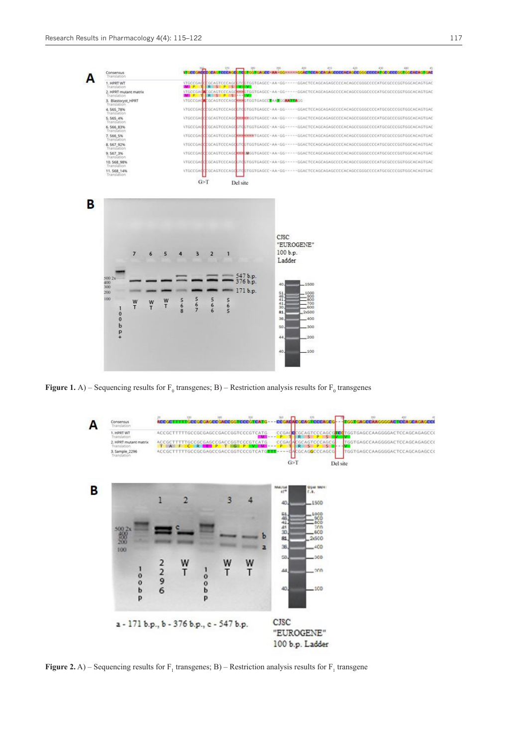**Figure 1.** A) – Sequencing results for $F_0$ transgenes; B) – Restriction analysis results for $F_0$ transgenes

**Figure 2.** A) – Sequencing results for $F_1$ transgenes; B) – Restriction analysis results for $F_1$ transgene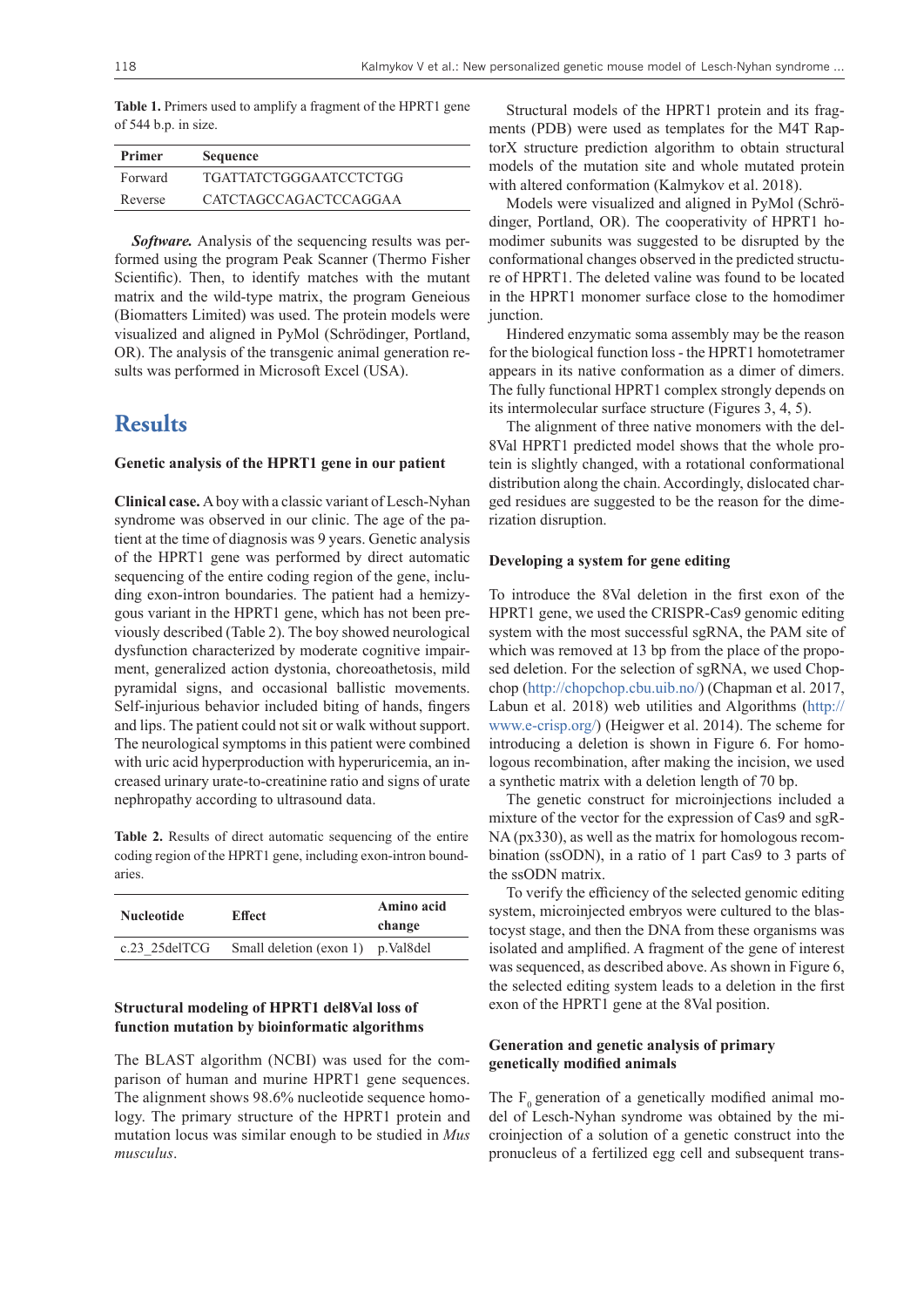**Table 1.** Primers used to amplify a fragment of the HPRT1 gene of 544 b.p. in size.

| Primer | Sequence |
|---|---|
| Forward | TGATTATCTGGGAATCCTCTGG |
| Reverse | CATCTAGCCAGACTCCAGGAA |

***Software.*** Analysis of the sequencing results was performed using the program Peak Scanner (Thermo Fisher Scientific). Then, to identify matches with the mutant matrix and the wild-type matrix, the program Geneious (Biomatters Limited) was used. The protein models were visualized and aligned in PyMol (Schrödinger, Portland, OR). The analysis of the transgenic animal generation results was performed in Microsoft Excel (USA).

# Results

### Genetic analysis of the HPRT1 gene in our patient

**Clinical case.** A boy with a classic variant of Lesch-Nyhan syndrome was observed in our clinic. The age of the patient at the time of diagnosis was 9 years. Genetic analysis of the HPRT1 gene was performed by direct automatic sequencing of the entire coding region of the gene, including exon-intron boundaries. The patient had a hemizygous variant in the HPRT1 gene, which has not been previously described (Table 2). The boy showed neurological dysfunction characterized by moderate cognitive impairment, generalized action dystonia, choreoathetosis, mild pyramidal signs, and occasional ballistic movements. Self-injurious behavior included biting of hands, fingers and lips. The patient could not sit or walk without support. The neurological symptoms in this patient were combined with uric acid hyperproduction with hyperuricemia, an increased urinary urate-to-creatinine ratio and signs of urate nephropathy according to ultrasound data.

**Table 2.** Results of direct automatic sequencing of the entire coding region of the HPRT1 gene, including exon-intron boundaries.

| Nucleotide | Effect | Amino acid change |
|---|---|---|
| c.23_25delTCG | Small deletion (exon 1) | p.Val8del |

### Structural modeling of HPRT1 del8Val loss of function mutation by bioinformatic algorithms

The BLAST algorithm (NCBI) was used for the comparison of human and murine HPRT1 gene sequences. The alignment shows 98.6% nucleotide sequence homology. The primary structure of the HPRT1 protein and mutation locus was similar enough to be studied in *Mus musculus*.

Structural models of the HPRT1 protein and its fragments (PDB) were used as templates for the M4T RaptorX structure prediction algorithm to obtain structural models of the mutation site and whole mutated protein with altered conformation (Kalmykov et al. 2018).

Models were visualized and aligned in PyMol (Schrödinger, Portland, OR). The cooperativity of HPRT1 homodimer subunits was suggested to be disrupted by the conformational changes observed in the predicted structure of HPRT1. The deleted valine was found to be located in the HPRT1 monomer surface close to the homodimer junction.

Hindered enzymatic soma assembly may be the reason for the biological function loss - the HPRT1 homotetramer appears in its native conformation as a dimer of dimers. The fully functional HPRT1 complex strongly depends on its intermolecular surface structure (Figures 3, 4, 5).

The alignment of three native monomers with the del8Val HPRT1 predicted model shows that the whole protein is slightly changed, with a rotational conformational distribution along the chain. Accordingly, dislocated charged residues are suggested to be the reason for the dimerization disruption.

### Developing a system for gene editing

To introduce the 8Val deletion in the first exon of the HPRT1 gene, we used the CRISPR-Cas9 genomic editing system with the most successful sgRNA, the PAM site of which was removed at 13 bp from the place of the proposed deletion. For the selection of sgRNA, we used Chopchop (http://chopchop.cbu.uib.no/) (Chapman et al. 2017, Labun et al. 2018) web utilities and Algorithms (http://www.e-crisp.org/) (Heigwer et al. 2014). The scheme for introducing a deletion is shown in Figure 6. For homologous recombination, after making the incision, we used a synthetic matrix with a deletion length of 70 bp.

The genetic construct for microinjections included a mixture of the vector for the expression of Cas9 and sgRNA (px330), as well as the matrix for homologous recombination (ssODN), in a ratio of 1 part Cas9 to 3 parts of the ssODN matrix.

To verify the efficiency of the selected genomic editing system, microinjected embryos were cultured to the blastocyst stage, and then the DNA from these organisms was isolated and amplified. A fragment of the gene of interest was sequenced, as described above. As shown in Figure 6, the selected editing system leads to a deletion in the first exon of the HPRT1 gene at the 8Val position.

### Generation and genetic analysis of primary genetically modified animals

The $F_0$ generation of a genetically modified animal model of Lesch-Nyhan syndrome was obtained by the microinjection of a solution of a genetic construct into the pronucleus of a fertilized egg cell and subsequent trans-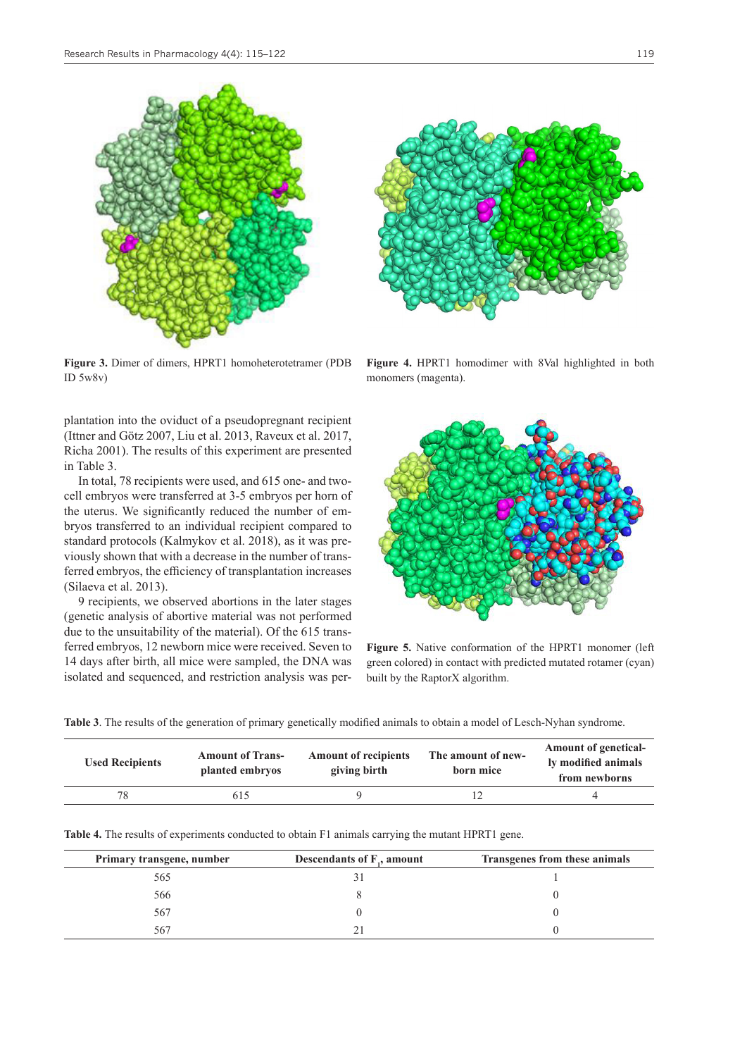**Figure 3.** Dimer of dimers, HPRT1 homoheterotetramer (PDB ID 5w8v)

**Figure 4.** HPRT1 homodimer with 8Val highlighted in both monomers (magenta).

plantation into the oviduct of a pseudopregnant recipient (Ittner and Götz 2007, Liu et al. 2013, Raveux et al. 2017, Richa 2001). The results of this experiment are presented in Table 3.

In total, 78 recipients were used, and 615 one- and two-cell embryos were transferred at 3-5 embryos per horn of the uterus. We significantly reduced the number of embryos transferred to an individual recipient compared to standard protocols (Kalmykov et al. 2018), as it was previously shown that with a decrease in the number of transferred embryos, the efficiency of transplantation increases (Silaeva et al. 2013).

9 recipients, we observed abortions in the later stages (genetic analysis of abortive material was not performed due to the unsuitability of the material). Of the 615 transferred embryos, 12 newborn mice were received. Seven to 14 days after birth, all mice were sampled, the DNA was isolated and sequenced, and restriction analysis was per-

**Figure 5.** Native conformation of the HPRT1 monomer (left green colored) in contact with predicted mutated rotamer (cyan) built by the RaptorX algorithm.

**Table 3**. The results of the generation of primary genetically modified animals to obtain a model of Lesch-Nyhan syndrome.

| Used Recipients | Amount of Transplanted embryos | Amount of recipients giving birth | The amount of newborn mice | Amount of genetically modified animals from newborns |
|---|---|---|---|---|
| 78 | 615 | 9 | 12 | 4 |

**Table 4.** The results of experiments conducted to obtain F1 animals carrying the mutant HPRT1 gene.

| Primary transgene, number | Descendants of $F_1$, amount | Transgenes from these animals |
|---|---|---|
| 565 | 31 | 1 |
| 566 | 8 | 0 |
| 567 | 0 | 0 |
| 567 | 21 | 0 |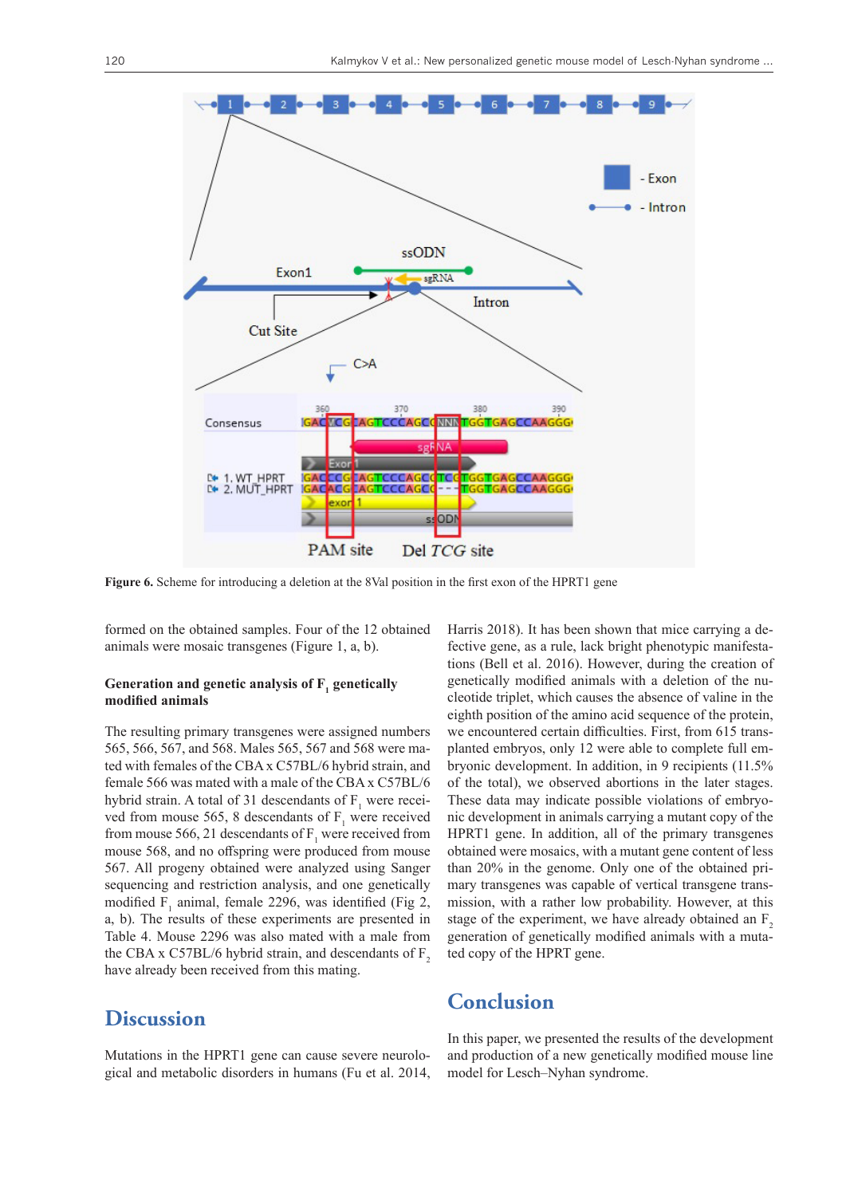**Figure 6.** Scheme for introducing a deletion at the 8Val position in the first exon of the HPRT1 gene

formed on the obtained samples. Four of the 12 obtained animals were mosaic transgenes (Figure 1, a, b).

### Generation and genetic analysis of $F_1$ genetically modified animals

The resulting primary transgenes were assigned numbers 565, 566, 567, and 568. Males 565, 567 and 568 were mated with females of the CBA x C57BL/6 hybrid strain, and female 566 was mated with a male of the CBA x C57BL/6 hybrid strain. A total of 31 descendants of $F_1$ were received from mouse 565, 8 descendants of $F_1$ were received from mouse 566, 21 descendants of $F_1$ were received from mouse 568, and no offspring were produced from mouse 567. All progeny obtained were analyzed using Sanger sequencing and restriction analysis, and one genetically modified $F_1$ animal, female 2296, was identified (Fig 2, a, b). The results of these experiments are presented in Table 4. Mouse 2296 was also mated with a male from the CBA x C57BL/6 hybrid strain, and descendants of $F_2$ have already been received from this mating.

## Discussion

Mutations in the HPRT1 gene can cause severe neurological and metabolic disorders in humans (Fu et al. 2014, Harris 2018). It has been shown that mice carrying a defective gene, as a rule, lack bright phenotypic manifestations (Bell et al. 2016). However, during the creation of genetically modified animals with a deletion of the nucleotide triplet, which causes the absence of valine in the eighth position of the amino acid sequence of the protein, we encountered certain difficulties. First, from 615 transplanted embryos, only 12 were able to complete full embryonic development. In addition, in 9 recipients (11.5% of the total), we observed abortions in the later stages. These data may indicate possible violations of embryonic development in animals carrying a mutant copy of the HPRT1 gene. In addition, all of the primary transgenes obtained were mosaics, with a mutant gene content of less than 20% in the genome. Only one of the obtained primary transgenes was capable of vertical transgene transmission, with a rather low probability. However, at this stage of the experiment, we have already obtained an $F_2$ generation of genetically modified animals with a mutated copy of the HPRT gene.

## Conclusion

In this paper, we presented the results of the development and production of a new genetically modified mouse line model for Lesch–Nyhan syndrome.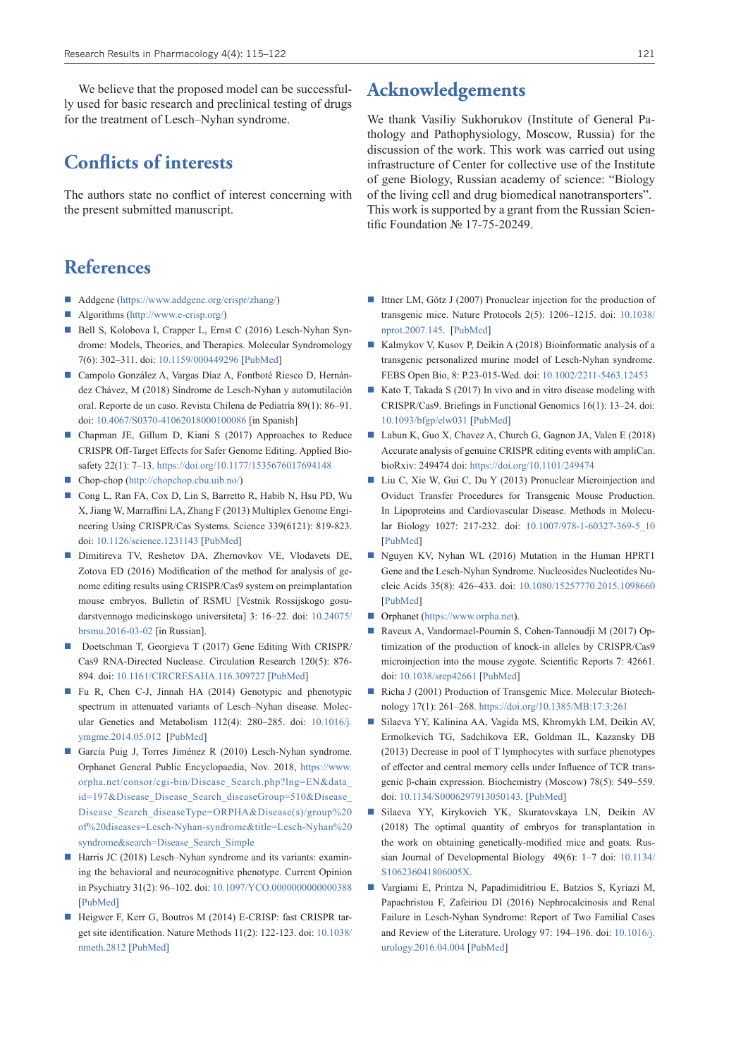We believe that the proposed model can be successfully used for basic research and preclinical testing of drugs for the treatment of Lesch–Nyhan syndrome.

## Conflicts of interests

The authors state no conflict of interest concerning with the present submitted manuscript.

## Acknowledgements

We thank Vasiliy Sukhorukov (Institute of General Pathology and Pathophysiology, Moscow, Russia) for the discussion of the work. This work was carried out using infrastructure of Center for collective use of the Institute of gene Biology, Russian academy of science: "Biology of the living cell and drug biomedical nanotransporters". This work is supported by a grant from the Russian Scientific Foundation № 17-75-20249.

## References

- Addgene (https://www.addgene.org/crispr/zhang/)
- Algorithms (http://www.e-crisp.org/)
- Bell S, Kolobova I, Crapper L, Ernst C (2016) Lesch-Nyhan Syndrome: Models, Theories, and Therapies. Molecular Syndromology 7(6): 302–311. doi: 10.1159/000449296 [PubMed]
- Campolo González A, Vargas Díaz A, Fontboté Riesco D, Hernández Chávez, M (2018) Síndrome de Lesch-Nyhan y automutilación oral. Reporte de un caso. Revista Chilena de Pediatría 89(1): 86–91. doi: 10.4067/S0370-41062018000100086 [in Spanish]
- Chapman JE, Gillum D, Kiani S (2017) Approaches to Reduce CRISPR Off-Target Effects for Safer Genome Editing. Applied Biosafety 22(1): 7–13. https://doi.org/10.1177/1535676017694148
- Chop-chop (http://chopchop.cbu.uib.no/)
- Cong L, Ran FA, Cox D, Lin S, Barretto R, Habib N, Hsu PD, Wu X, Jiang W, Marraffini LA, Zhang F (2013) Multiplex Genome Engineering Using CRISPR/Cas Systems. Science 339(6121): 819-823. doi: 10.1126/science.1231143 [PubMed]
- Dimitreva TV, Reshetov DA, Zhernovkov VE, Vlodavets DE, Zotova ED (2016) Modification of the method for analysis of genome editing results using CRISPR/Cas9 system on preimplantation mouse embryos. Bulletin of RSMU [Vestnik Rossijskogo gosudarstvennogo medicinskogo universiteta] 3: 16–22. doi: 10.24075/brsmu.2016-03-02 [in Russian]
- Doetschman T, Georgieva T (2017) Gene Editing With CRISPR/Cas9 RNA-Directed Nuclease. Circulation Research 120(5): 876-894. doi: 10.1161/CIRCRESAHA.116.309727 [PubMed]
- Fu R, Chen C-J, Jinnah HA (2014) Genotypic and phenotypic spectrum in attenuated variants of Lesch–Nyhan disease. Molecular Genetics and Metabolism 112(4): 280–285. doi: 10.1016/j.ymgme.2014.05.012 [PubMed]
- García Puig J, Torres Jiménez R (2010) Lesch-Nyhan syndrome. Orphanet General Public Encyclopaedia, Nov. 2018, https://www.orpha.net/consor/cgi-bin/Disease_Search.php?lng=EN&data_id=197&Disease_Disease_Search_diseaseGroup=510&Disease_Disease_Search_diseaseType=ORPHA&Disease(s)/group%20of%20diseases=Lesch-Nyhan-syndrome&title=Lesch-Nyhan%20syndrome&search=Disease_Search_Simple
- Harris JC (2018) Lesch–Nyhan syndrome and its variants: examining the behavioral and neurocognitive phenotype. Current Opinion in Psychiatry 31(2): 96–102. doi: 10.1097/YCO.0000000000000388 [PubMed]
- Heigwer F, Kerr G, Boutros M (2014) E-CRISP: fast CRISPR target site identification. Nature Methods 11(2): 122-123. doi: 10.1038/nmeth.2812 [PubMed]
- Ittner LM, Götz J (2007) Pronuclear injection for the production of transgenic mice. Nature Protocols 2(5): 1206–1215. doi: 10.1038/nprot.2007.145. [PubMed]
- Kalmykov V, Kusov P, Deikin A (2018) Bioinformatic analysis of a transgenic personalized murine model of Lesch-Nyhan syndrome. FEBS Open Bio, 8: P.23-015-Wed. doi: 10.1002/2211-5463.12453
- Kato T, Takada S (2017) In vivo and in vitro disease modeling with CRISPR/Cas9. Briefings in Functional Genomics 16(1): 13–24. doi: 10.1093/bfgp/elw031 [PubMed]
- Labun K, Guo X, Chavez A, Church G, Gagnon JA, Valen E (2018) Accurate analysis of genuine CRISPR editing events with ampliCan. bioRxiv: 249474 doi: https://doi.org/10.1101/249474
- Liu C, Xie W, Gui C, Du Y (2013) Pronuclear Microinjection and Oviduct Transfer Procedures for Transgenic Mouse Production. In Lipoproteins and Cardiovascular Disease. Methods in Molecular Biology 1027: 217-232. doi: 10.1007/978-1-60327-369-5_10 [PubMed]
- Nguyen KV, Nyhan WL (2016) Mutation in the Human HPRT1 Gene and the Lesch-Nyhan Syndrome. Nucleosides Nucleotides Nucleic Acids 35(8): 426–433. doi: 10.1080/15257770.2015.1098660 [PubMed]
- Orphanet (https://www.orpha.net).
- Raveux A, Vandormael-Pournin S, Cohen-Tannoudji M (2017) Optimization of the production of knock-in alleles by CRISPR/Cas9 microinjection into the mouse zygote. Scientific Reports 7: 42661. doi: 10.1038/srep42661 [PubMed]
- Richa J (2001) Production of Transgenic Mice. Molecular Biotechnology 17(1): 261–268. https://doi.org/10.1385/MB:17:3:261
- Silaeva YY, Kalinina AA, Vagida MS, Khromykh LM, Deikin AV, Ermolkevich TG, Sadchikova ER, Goldman IL, Kazansky DB (2013) Decrease in pool of T lymphocytes with surface phenotypes of effector and central memory cells under Influence of TCR transgenic β-chain expression. Biochemistry (Moscow) 78(5): 549–559. doi: 10.1134/S0006297913050143. [PubMed]
- Silaeva YY, Kirykovich YK, Skuratovskaya LN, Deikin AV (2018) The optimal quantity of embryos for transplantation in the work on obtaining genetically-modified mice and goats. Russian Journal of Developmental Biology 49(6): 1–7 doi: 10.1134/S106236041806005X.
- Vargiami E, Printza N, Papadimiditriou E, Batzios S, Kyriazi M, Papachristou F, Zafeiriou DI (2016) Nephrocalcinosis and Renal Failure in Lesch-Nyhan Syndrome: Report of Two Familial Cases and Review of the Literature. Urology 97: 194–196. doi: 10.1016/j.urology.2016.04.004 [PubMed]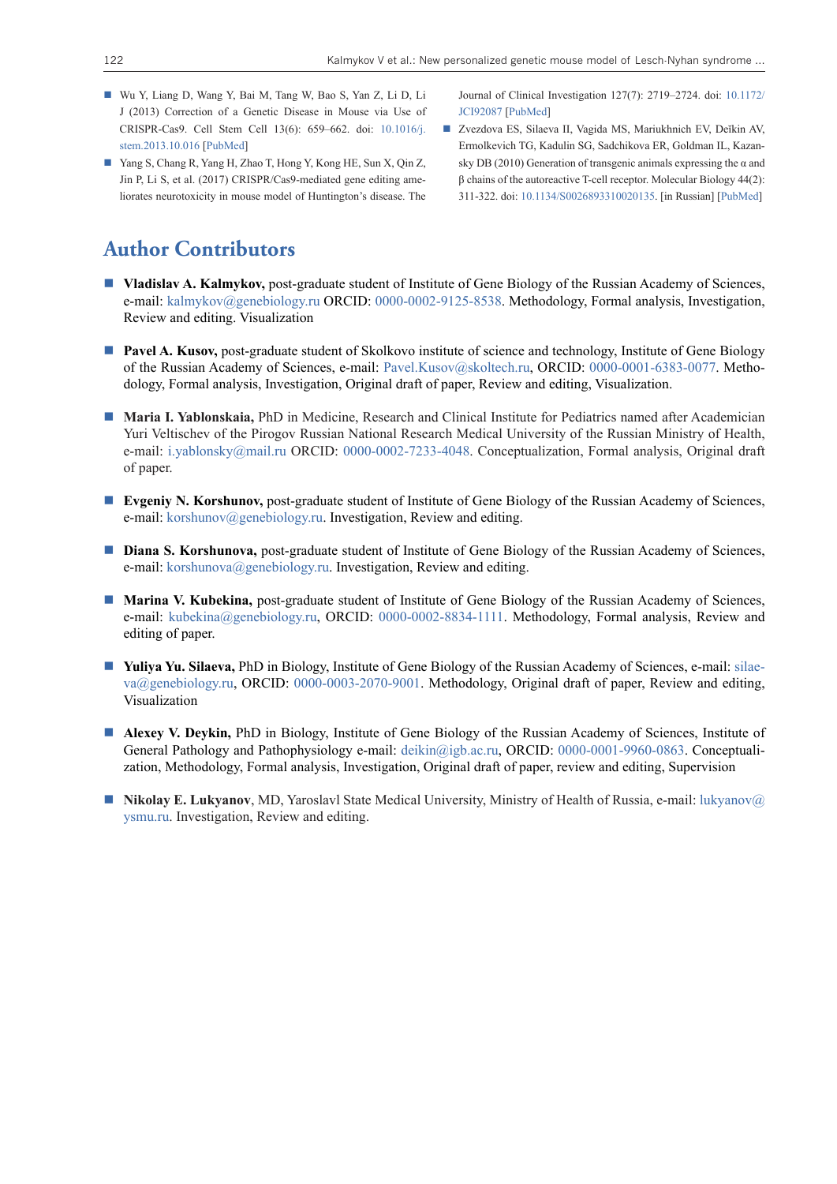- Wu Y, Liang D, Wang Y, Bai M, Tang W, Bao S, Yan Z, Li D, Li J (2013) Correction of a Genetic Disease in Mouse via Use of CRISPR-Cas9. Cell Stem Cell 13(6): 659–662. doi: 10.1016/j.stem.2013.10.016 [PubMed]
- Yang S, Chang R, Yang H, Zhao T, Hong Y, Kong HE, Sun X, Qin Z, Jin P, Li S, et al. (2017) CRISPR/Cas9-mediated gene editing ameliorates neurotoxicity in mouse model of Huntington's disease. The Journal of Clinical Investigation 127(7): 2719–2724. doi: 10.1172/JCI92087 [PubMed]
- Zvezdova ES, Silaeva II, Vagida MS, Mariukhnich EV, Deĭkin AV, Ermolkevich TG, Kadulin SG, Sadchikova ER, Goldman IL, Kazansky DB (2010) Generation of transgenic animals expressing the α and β chains of the autoreactive T-cell receptor. Molecular Biology 44(2): 311-322. doi: 10.1134/S0026893310020135. [in Russian] [PubMed]

## Author Contributors

- **Vladislav A. Kalmykov,** post-graduate student of Institute of Gene Biology of the Russian Academy of Sciences, e-mail: kalmykov@genebiology.ru ORCID: 0000-0002-9125-8538. Methodology, Formal analysis, Investigation, Review and editing. Visualization
- **Pavel A. Kusov,** post-graduate student of Skolkovo institute of science and technology, Institute of Gene Biology of the Russian Academy of Sciences, e-mail: Pavel.Kusov@skoltech.ru, ORCID: 0000-0001-6383-0077. Methodology, Formal analysis, Investigation, Original draft of paper, Review and editing, Visualization.
- **Maria I. Yablonskaia,** PhD in Medicine, Research and Clinical Institute for Pediatrics named after Academician Yuri Veltischev of the Pirogov Russian National Research Medical University of the Russian Ministry of Health, e-mail: i.yablonsky@mail.ru ORCID: 0000-0002-7233-4048. Conceptualization, Formal analysis, Original draft of paper.
- **Evgeniy N. Korshunov,** post-graduate student of Institute of Gene Biology of the Russian Academy of Sciences, e-mail: korshunov@genebiology.ru. Investigation, Review and editing.
- **Diana S. Korshunova,** post-graduate student of Institute of Gene Biology of the Russian Academy of Sciences, e-mail: korshunova@genebiology.ru. Investigation, Review and editing.
- **Marina V. Kubekina,** post-graduate student of Institute of Gene Biology of the Russian Academy of Sciences, e-mail: kubekina@genebiology.ru, ORCID: 0000-0002-8834-1111. Methodology, Formal analysis, Review and editing of paper.
- **Yuliya Yu. Silaeva,** PhD in Biology, Institute of Gene Biology of the Russian Academy of Sciences, e-mail: silaeva@genebiology.ru, ORCID: 0000-0003-2070-9001. Methodology, Original draft of paper, Review and editing, Visualization
- **Alexey V. Deykin,** PhD in Biology, Institute of Gene Biology of the Russian Academy of Sciences, Institute of General Pathology and Pathophysiology e-mail: deikin@igb.ac.ru, ORCID: 0000-0001-9960-0863. Conceptualization, Methodology, Formal analysis, Investigation, Original draft of paper, review and editing, Supervision
- **Nikolay E. Lukyanov**, MD, Yaroslavl State Medical University, Ministry of Health of Russia, e-mail: lukyanov@ysmu.ru. Investigation, Review and editing.